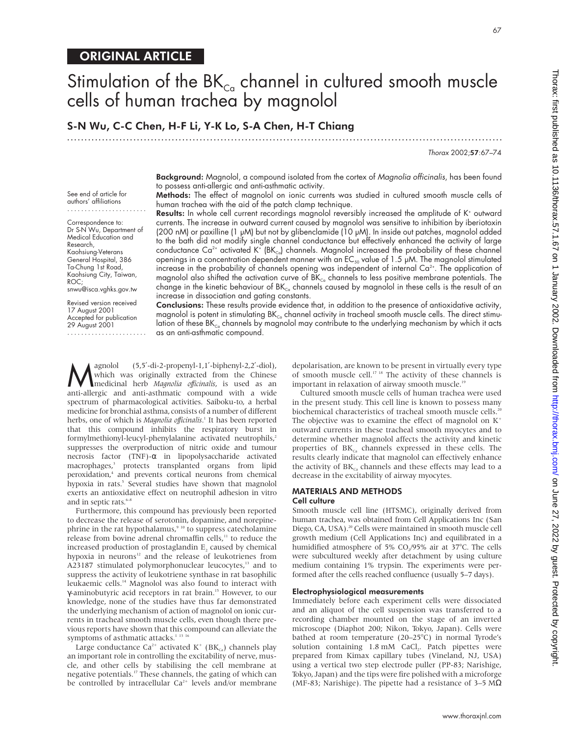ORIGINAL ARTICLE

# Stimulation of the $BK_{Ca}$ channel in cultured smooth muscle cells of human trachea by magnolol

**S-N Wu, C-C Chen, H-F Li, Y-K Lo, S-A Chen, H-T Chiang**

See end of article for authors' affiliations

Correspondence to: Dr S-N Wu, Department of Medical Education and Research, Kaohsiung-Veterans General Hospital, 386 Ta-Chung 1st Road, Kaohsiung City, Taiwan, ROC; snwu@isca.vghks.gov.tw

Revised version received 17 August 2001
Accepted for publication 29 August 2001

**Background:** Magnolol, a compound isolated from the cortex of *Magnolia officinalis*, has been found to possess anti-allergic and anti-asthmatic activity.

**Methods:** The effect of magnolol on ionic currents was studied in cultured smooth muscle cells of human trachea with the aid of the patch clamp technique.

**Results:** In whole cell current recordings magnolol reversibly increased the amplitude of $K^+$ outward currents. The increase in outward current caused by magnolol was sensitive to inhibition by iberiotoxin (200 nM) or paxilline (1 μM) but not by glibenclamide (10 μM). In inside out patches, magnolol added to the bath did not modify single channel conductance but effectively enhanced the activity of large conductance $Ca^{2+}$ activated $K^+$ ($BK_{Ca}$) channels. Magnolol increased the probability of these channel openings in a concentration dependent manner with an $EC_{50}$ value of 1.5 μM. The magnolol stimulated increase in the probability of channels opening was independent of internal $Ca^{2+}$. The application of magnolol also shifted the activation curve of $BK_{Ca}$ channels to less positive membrane potentials. The change in the kinetic behaviour of $BK_{Ca}$ channels caused by magnolol in these cells is the result of an increase in dissociation and gating constants.

**Conclusions:** These results provide evidence that, in addition to the presence of antioxidative activity, magnolol is potent in stimulating $BK_{Ca}$ channel activity in tracheal smooth muscle cells. The direct stimulation of these $BK_{Ca}$ channels by magnolol may contribute to the underlying mechanism by which it acts as an anti-asthmatic compound.

Magnolol (5,5′-di-2-propenyl-1,1′-biphenyl-2,2′-diol), which was originally extracted from the Chinese medicinal herb *Magnolia officinalis*, is used as an anti-allergic and anti-asthmatic compound with a wide spectrum of pharmacological activities. Saiboku-to, a herbal medicine for bronchial asthma, consists of a number of different herbs, one of which is *Magnolia officinalis*.[1] It has been reported that this compound inhibits the respiratory burst in formylmethionyl-leucyl-phenylalanine activated neutrophils,[2] suppresses the overproduction of nitric oxide and tumour necrosis factor (TNF)-α in lipopolysaccharide activated macrophages,[3] protects transplanted organs from lipid peroxidation,[4] and prevents cortical neurons from chemical hypoxia in rats.[5] Several studies have shown that magnolol exerts an antioxidative effect on neutrophil adhesion in vitro and in septic rats.[6–8]

Furthermore, this compound has previously been reported to decrease the release of serotonin, dopamine, and norepinephrine in the rat hypothalamus,[9 10] to suppress catecholamine release from bovine adrenal chromaffin cells,[11] to reduce the increased production of prostaglandin $E_2$ caused by chemical hypoxia in neurons[12] and the release of leukotrienes from A23187 stimulated polymorphonuclear leucocytes,[13] and to suppress the activity of leukotriene synthase in rat basophilic leukaemic cells.[14] Magnolol was also found to interact with γ-aminobutyric acid receptors in rat brain.[15] However, to our knowledge, none of the studies have thus far demonstrated the underlying mechanism of action of magnolol on ionic currents in tracheal smooth muscle cells, even though there previous reports have shown that this compound can alleviate the symptoms of asthmatic attacks.[1 13 16]

Large conductance $Ca^{2+}$ activated $K^+$ ($BK_{Ca}$) channels play an important role in controlling the excitability of nerve, muscle, and other cells by stabilising the cell membrane at negative potentials.[17] These channels, the gating of which can be controlled by intracellular $Ca^{2+}$ levels and/or membrane depolarisation, are known to be present in virtually every type of smooth muscle cell.[17 18] The activity of these channels is important in relaxation of airway smooth muscle.[19]

Cultured smooth muscle cells of human trachea were used in the present study. This cell line is known to possess many biochemical characteristics of tracheal smooth muscle cells.[20] The objective was to examine the effect of magnolol on $K^+$ outward currents in these tracheal smooth myocytes and to determine whether magnolol affects the activity and kinetic properties of $BK_{Ca}$ channels expressed in these cells. The results clearly indicate that magnolol can effectively enhance the activity of $BK_{Ca}$ channels and these effects may lead to a decrease in the excitability of airway myocytes.

## MATERIALS AND METHODS

### Cell culture

Smooth muscle cell line (HTSMC), originally derived from human trachea, was obtained from Cell Applications Inc (San Diego, CA, USA).[20] Cells were maintained in smooth muscle cell growth medium (Cell Applications Inc) and equilibrated in a humidified atmosphere of 5% $CO_2$/95% air at 37°C. The cells were subcultured weekly after detachment by using culture medium containing 1% trypsin. The experiments were performed after the cells reached confluence (usually 5–7 days).

### Electrophysiological measurements

Immediately before each experiment cells were dissociated and an aliquot of the cell suspension was transferred to a recording chamber mounted on the stage of an inverted microscope (Diaphot 200; Nikon, Tokyo, Japan). Cells were bathed at room temperature (20–25°C) in normal Tyrode's solution containing 1.8 mM $CaCl_2$. Patch pipettes were prepared from Kimax capillary tubes (Vineland, NJ, USA) using a vertical two step electrode puller (PP-83; Narishige, Tokyo, Japan) and the tips were fire polished with a microforge (MF-83; Narishige). The pipette had a resistance of 3–5 MΩ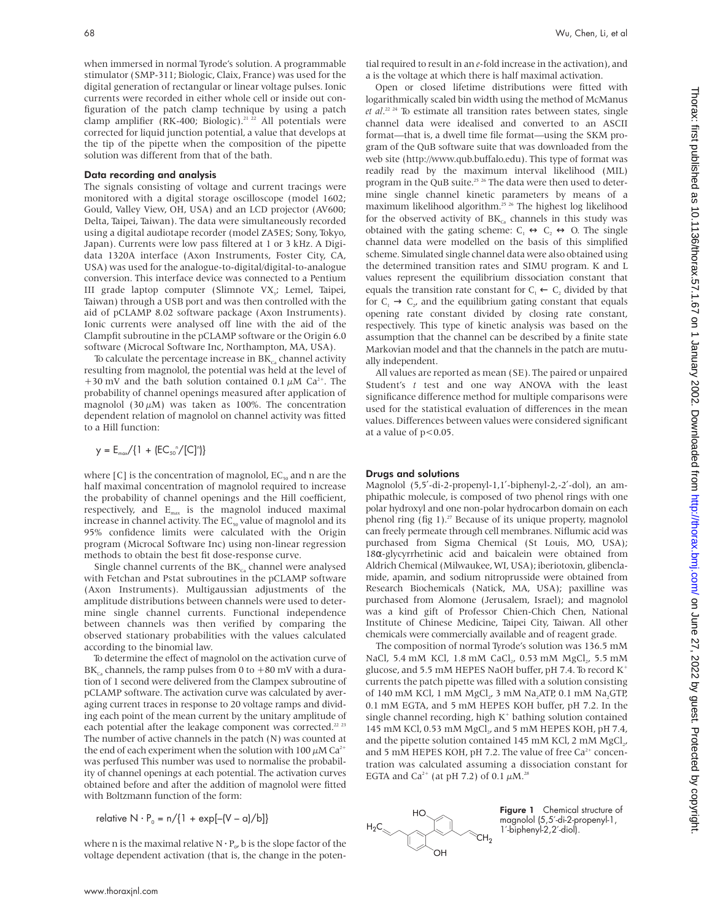when immersed in normal Tyrode's solution. A programmable stimulator (SMP-311; Biologic, Claix, France) was used for the digital generation of rectangular or linear voltage pulses. Ionic currents were recorded in either whole cell or inside out configuration of the patch clamp technique by using a patch clamp amplifier (RK-400; Biologic).[21 22] All potentials were corrected for liquid junction potential, a value that develops at the tip of the pipette when the composition of the pipette solution was different from that of the bath.

### Data recording and analysis

The signals consisting of voltage and current tracings were monitored with a digital storage oscilloscope (model 1602; Gould, Valley View, OH, USA) and an LCD projector (AV600; Delta, Taipei, Taiwan). The data were simultaneously recorded using a digital audiotape recorder (model ZA5ES; Sony, Tokyo, Japan). Currents were low pass filtered at 1 or 3 kHz. A Digidata 1320A interface (Axon Instruments, Foster City, CA, USA) was used for the analogue-to-digital/digital-to-analogue conversion. This interface device was connected to a Pentium III grade laptop computer (Slimnote $VX_3$; Lemel, Taipei, Taiwan) through a USB port and was then controlled with the aid of pCLAMP 8.02 software package (Axon Instruments). Ionic currents were analysed off line with the aid of the Clampfit subroutine in the pCLAMP software or the Origin 6.0 software (Microcal Software Inc, Northampton, MA, USA).

To calculate the percentage increase in $BK_{Ca}$ channel activity resulting from magnolol, the potential was held at the level of +30 mV and the bath solution contained 0.1 µM $Ca^{2+}$. The probability of channel openings measured after application of magnolol (30 µM) was taken as 100%. The concentration dependent relation of magnolol on channel activity was fitted to a Hill function:

$$y = E_{max}/\{1 + (EC_{50}^n/[C]^n)\}$$

where [C] is the concentration of magnolol, $EC_{50}$ and n are the half maximal concentration of magnolol required to increase the probability of channel openings and the Hill coefficient, respectively, and $E_{max}$ is the magnolol induced maximal increase in channel activity. The $EC_{50}$ value of magnolol and its 95% confidence limits were calculated with the Origin program (Microcal Software Inc) using non-linear regression methods to obtain the best fit dose-response curve.

Single channel currents of the $BK_{Ca}$ channel were analysed with Fetchan and Pstat subroutines in the pCLAMP software (Axon Instruments). Multigaussian adjustments of the amplitude distributions between channels were used to determine single channel currents. Functional independence between channels was then verified by comparing the observed stationary probabilities with the values calculated according to the binomial law.

To determine the effect of magnolol on the activation curve of $BK_{Ca}$ channels, the ramp pulses from 0 to +80 mV with a duration of 1 second were delivered from the Clampex subroutine of pCLAMP software. The activation curve was calculated by averaging current traces in response to 20 voltage ramps and dividing each point of the mean current by the unitary amplitude of each potential after the leakage component was corrected.[22 23] The number of active channels in the patch (N) was counted at the end of each experiment when the solution with 100 µM $Ca^{2+}$ was perfused This number was used to normalise the probability of channel openings at each potential. The activation curves obtained before and after the addition of magnolol were fitted with Boltzmann function of the form:

$$\text{relative } N \cdot P_o = n/\{1 + \exp[-(V - a)/b]\}$$

where n is the maximal relative $N \cdot P_o$, b is the slope factor of the voltage dependent activation (that is, the change in the potential required to result in an *e*-fold increase in the activation), and a is the voltage at which there is half maximal activation.

Open or closed lifetime distributions were fitted with logarithmically scaled bin width using the method of McManus *et al*.[22 24] To estimate all transition rates between states, single channel data were idealised and converted to an ASCII format—that is, a dwell time file format—using the SKM program of the QuB software suite that was downloaded from the web site (http://www.qub.buffalo.edu). This type of format was readily read by the maximum interval likelihood (MIL) program in the QuB suite.[25 26] The data were then used to determine single channel kinetic parameters by means of a maximum likelihood algorithm.[25 26] The highest log likelihood for the observed activity of $BK_{Ca}$ channels in this study was obtained with the gating scheme: $C_1 \leftrightarrow C_2 \leftrightarrow O$. The single channel data were modelled on the basis of this simplified scheme. Simulated single channel data were also obtained using the determined transition rates and SIMU program. K and L values represent the equilibrium dissociation constant that equals the transition rate constant for $C_1 \leftarrow C_2$ divided by that for $C_1 \rightarrow C_2$, and the equilibrium gating constant that equals opening rate constant divided by closing rate constant, respectively. This type of kinetic analysis was based on the assumption that the channel can be described by a finite state Markovian model and that the channels in the patch are mutually independent.

All values are reported as mean (SE). The paired or unpaired Student's *t* test and one way ANOVA with the least significance difference method for multiple comparisons were used for the statistical evaluation of differences in the mean values. Differences between values were considered significant at a value of $p<0.05$.

### Drugs and solutions

Magnolol (5,5′-di-2-propenyl-1,1′-biphenyl-2,-2′-dol), an amphipathic molecule, is composed of two phenol rings with one polar hydroxyl and one non-polar hydrocarbon domain on each phenol ring (fig 1).[27] Because of its unique property, magnolol can freely permeate through cell membranes. Niflumic acid was purchased from Sigma Chemical (St Louis, MO, USA); 18α-glycyrrhetinic acid and baicalein were obtained from Aldrich Chemical (Milwaukee, WI, USA); iberiotoxin, glibenclamide, apamin, and sodium nitroprusside were obtained from Research Biochemicals (Natick, MA, USA); paxilline was purchased from Alomone (Jerusalem, Israel); and magnolol was a kind gift of Professor Chien-Chich Chen, National Institute of Chinese Medicine, Taipei City, Taiwan. All other chemicals were commercially available and of reagent grade.

The composition of normal Tyrode's solution was 136.5 mM NaCl, 5.4 mM KCl, 1.8 mM $CaCl_2$, 0.53 mM $MgCl_2$, 5.5 mM glucose, and 5.5 mM HEPES NaOH buffer, pH 7.4. To record $K^+$ currents the patch pipette was filled with a solution consisting of 140 mM KCl, 1 mM $MgCl_2$, 3 mM $Na_2ATP$, 0.1 mM $Na_2GTP$, 0.1 mM EGTA, and 5 mM HEPES KOH buffer, pH 7.2. In the single channel recording, high $K^+$ bathing solution contained 145 mM KCl, 0.53 mM $MgCl_2$, and 5 mM HEPES KOH, pH 7.4, and the pipette solution contained 145 mM KCl, 2 mM $MgCl_2$, and 5 mM HEPES KOH, pH 7.2. The value of free $Ca^{2+}$ concentration was calculated assuming a dissociation constant for EGTA and $Ca^{2+}$ (at pH 7.2) of 0.1 µM.[28]

**Figure 1** Chemical structure of magnolol (5,5′-di-2-propenyl-1,1′-biphenyl-2,2′-diol).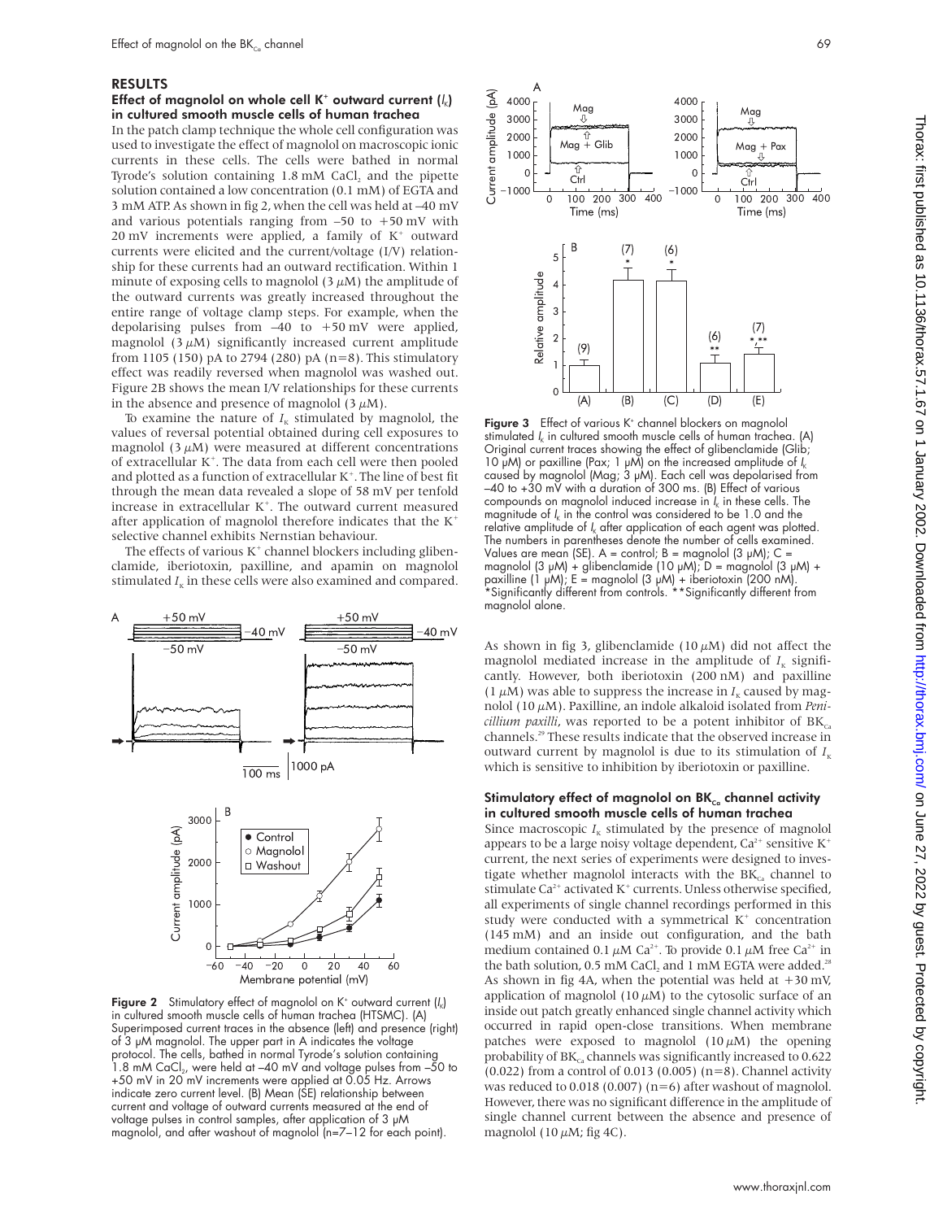## RESULTS

### Effect of magnolol on whole cell K$^+$ outward current ($I_K$) in cultured smooth muscle cells of human trachea

In the patch clamp technique the whole cell configuration was used to investigate the effect of magnolol on macroscopic ionic currents in these cells. The cells were bathed in normal Tyrode's solution containing 1.8 mM $CaCl_2$ and the pipette solution contained a low concentration (0.1 mM) of EGTA and 3 mM ATP. As shown in fig 2, when the cell was held at –40 mV and various potentials ranging from –50 to +50 mV with 20 mV increments were applied, a family of K$^+$ outward currents were elicited and the current/voltage (I/V) relationship for these currents had an outward rectification. Within 1 minute of exposing cells to magnolol (3 µM) the amplitude of the outward currents was greatly increased throughout the entire range of voltage clamp steps. For example, when the depolarising pulses from –40 to +50 mV were applied, magnolol (3 µM) significantly increased current amplitude from 1105 (150) pA to 2794 (280) pA (n=8). This stimulatory effect was readily reversed when magnolol was washed out. Figure 2B shows the mean I/V relationships for these currents in the absence and presence of magnolol (3 µM).

To examine the nature of $I_K$ stimulated by magnolol, the values of reversal potential obtained during cell exposures to magnolol (3 µM) were measured at different concentrations of extracellular K$^+$. The data from each cell were then pooled and plotted as a function of extracellular K$^+$. The line of best fit through the mean data revealed a slope of 58 mV per tenfold increase in extracellular K$^+$. The outward current measured after application of magnolol therefore indicates that the K$^+$ selective channel exhibits Nernstian behaviour.

The effects of various K$^+$ channel blockers including glibenclamide, iberiotoxin, paxilline, and apamin on magnolol stimulated $I_K$ in these cells were also examined and compared.

**Figure 2** Stimulatory effect of magnolol on K$^+$ outward current ($I_K$) in cultured smooth muscle cells of human trachea (HTSMC). (A) Superimposed current traces in the absence (left) and presence (right) of 3 µM magnolol. The upper part in A indicates the voltage protocol. The cells, bathed in normal Tyrode's solution containing 1.8 mM $CaCl_2$, were held at –40 mV and voltage pulses from –50 to +50 mV in 20 mV increments were applied at 0.05 Hz. Arrows indicate zero current level. (B) Mean (SE) relationship between current and voltage of outward currents measured at the end of voltage pulses in control samples, after application of 3 µM magnolol, and after washout of magnolol (n=7–12 for each point).

**Figure 3** Effect of various K$^+$ channel blockers on magnolol stimulated $I_K$ in cultured smooth muscle cells of human trachea. (A) Original current traces showing the effect of glibenclamide (Glib; 10 µM) or paxilline (Pax; 1 µM) on the increased amplitude of $I_K$ caused by magnolol (Mag; 3 µM). Each cell was depolarised from –40 to +30 mV with a duration of 300 ms. (B) Effect of various compounds on magnolol induced increase in $I_K$ in these cells. The magnitude of $I_K$ in the control was considered to be 1.0 and the relative amplitude of $I_K$ after application of each agent was plotted. The numbers in parentheses denote the number of cells examined. Values are mean (SE). A = control; B = magnolol (3 µM); C = magnolol (3 µM) + glibenclamide (10 µM); D = magnolol (3 µM) + paxilline (1 µM); E = magnolol (3 µM) + iberiotoxin (200 nM). *Significantly different from controls. **Significantly different from magnolol alone.

As shown in fig 3, glibenclamide (10 µM) did not affect the magnolol mediated increase in the amplitude of $I_K$ significantly. However, both iberiotoxin (200 nM) and paxilline (1 µM) was able to suppress the increase in $I_K$ caused by magnolol (10 µM). Paxilline, an indole alkaloid isolated from *Penicillium paxilli*, was reported to be a potent inhibitor of $BK_{Ca}$ channels.[29] These results indicate that the observed increase in outward current by magnolol is due to its stimulation of $I_K$ which is sensitive to inhibition by iberiotoxin or paxilline.

### Stimulatory effect of magnolol on $BK_{Ca}$ channel activity in cultured smooth muscle cells of human trachea

Since macroscopic $I_K$ stimulated by the presence of magnolol appears to be a large noisy voltage dependent, Ca$^{2+}$ sensitive K$^+$ current, the next series of experiments were designed to investigate whether magnolol interacts with the $BK_{Ca}$ channel to stimulate Ca$^{2+}$ activated K$^+$ currents. Unless otherwise specified, all experiments of single channel recordings performed in this study were conducted with a symmetrical K$^+$ concentration (145 mM) and an inside out configuration, and the bath medium contained 0.1 µM Ca$^{2+}$. To provide 0.1 µM free Ca$^{2+}$ in the bath solution, 0.5 mM $CaCl_2$ and 1 mM EGTA were added.[28] As shown in fig 4A, when the potential was held at +30 mV, application of magnolol (10 µM) to the cytosolic surface of an inside out patch greatly enhanced single channel activity which occurred in rapid open-close transitions. When membrane patches were exposed to magnolol (10 µM) the opening probability of $BK_{Ca}$ channels was significantly increased to 0.622 (0.022) from a control of 0.013 (0.005) (n=8). Channel activity was reduced to 0.018 (0.007) (n=6) after washout of magnolol. However, there was no significant difference in the amplitude of single channel current between the absence and presence of magnolol (10 µM; fig 4C).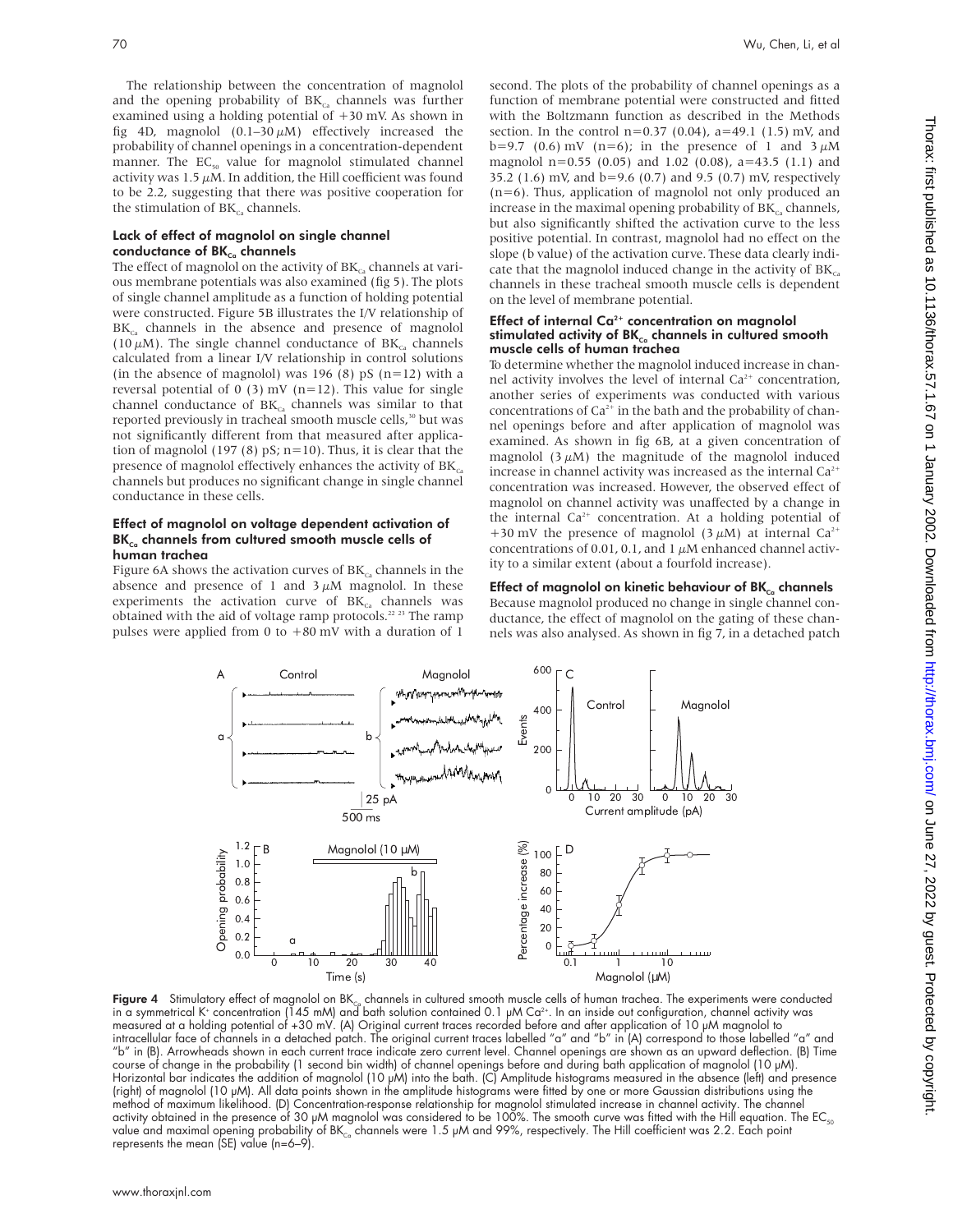The relationship between the concentration of magnolol and the opening probability of $BK_{Ca}$ channels was further examined using a holding potential of +30 mV. As shown in fig 4D, magnolol (0.1–30 μM) effectively increased the probability of channel openings in a concentration-dependent manner. The $EC_{50}$ value for magnolol stimulated channel activity was 1.5 μM. In addition, the Hill coefficient was found to be 2.2, suggesting that there was positive cooperation for the stimulation of $BK_{Ca}$ channels.

### Lack of effect of magnolol on single channel conductance of $BK_{Ca}$ channels

The effect of magnolol on the activity of $BK_{Ca}$ channels at various membrane potentials was also examined (fig 5). The plots of single channel amplitude as a function of holding potential were constructed. Figure 5B illustrates the I/V relationship of $BK_{Ca}$ channels in the absence and presence of magnolol (10 μM). The single channel conductance of $BK_{Ca}$ channels calculated from a linear I/V relationship in control solutions (in the absence of magnolol) was 196 (8) pS (n=12) with a reversal potential of 0 (3) mV (n=12). This value for single channel conductance of $BK_{Ca}$ channels was similar to that reported previously in tracheal smooth muscle cells,[30] but was not significantly different from that measured after application of magnolol (197 (8) pS; n=10). Thus, it is clear that the presence of magnolol effectively enhances the activity of $BK_{Ca}$ channels but produces no significant change in single channel conductance in these cells.

### Effect of magnolol on voltage dependent activation of $BK_{Ca}$ channels from cultured smooth muscle cells of human trachea

Figure 6A shows the activation curves of $BK_{Ca}$ channels in the absence and presence of 1 and 3 μM magnolol. In these experiments the activation curve of $BK_{Ca}$ channels was obtained with the aid of voltage ramp protocols.[22 23] The ramp pulses were applied from 0 to +80 mV with a duration of 1 second. The plots of the probability of channel openings as a function of membrane potential were constructed and fitted with the Boltzmann function as described in the Methods section. In the control n=0.37 (0.04), a=49.1 (1.5) mV, and b=9.7 (0.6) mV (n=6); in the presence of 1 and 3 μM magnolol n=0.55 (0.05) and 1.02 (0.08), a=43.5 (1.1) and 35.2 (1.6) mV, and b=9.6 (0.7) and 9.5 (0.7) mV, respectively (n=6). Thus, application of magnolol not only produced an increase in the maximal opening probability of $BK_{Ca}$ channels, but also significantly shifted the activation curve to the less positive potential. In contrast, magnolol had no effect on the slope (b value) of the activation curve. These data clearly indicate that the magnolol induced change in the activity of $BK_{Ca}$ channels in these tracheal smooth muscle cells is dependent on the level of membrane potential.

### Effect of internal $Ca^{2+}$ concentration on magnolol stimulated activity of $BK_{Ca}$ channels in cultured smooth muscle cells of human trachea

To determine whether the magnolol induced increase in channel activity involves the level of internal $Ca^{2+}$ concentration, another series of experiments was conducted with various concentrations of $Ca^{2+}$ in the bath and the probability of channel openings before and after application of magnolol was examined. As shown in fig 6B, at a given concentration of magnolol (3 μM) the magnitude of the magnolol induced increase in channel activity was increased as the internal $Ca^{2+}$ concentration was increased. However, the observed effect of magnolol on channel activity was unaffected by a change in the internal $Ca^{2+}$ concentration. At a holding potential of +30 mV the presence of magnolol (3 μM) at internal $Ca^{2+}$ concentrations of 0.01, 0.1, and 1 μM enhanced channel activity to a similar extent (about a fourfold increase).

### Effect of magnolol on kinetic behaviour of $BK_{Ca}$ channels

Because magnolol produced no change in single channel conductance, the effect of magnolol on the gating of these channels was also analysed. As shown in fig 7, in a detached patch

**Figure 4** Stimulatory effect of magnolol on $BK_{Ca}$ channels in cultured smooth muscle cells of human trachea. The experiments were conducted in a symmetrical $K^+$ concentration (145 mM) and bath solution contained 0.1 μM $Ca^{2+}$. In an inside out configuration, channel activity was measured at a holding potential of +30 mV. (A) Original current traces recorded before and after application of 10 μM magnolol to intracellular face of channels in a detached patch. The original current traces labelled "a" and "b" in (A) correspond to those labelled "a" and "b" in (B). Arrowheads shown in each current trace indicate zero current level. Channel openings are shown as an upward deflection. (B) Time course of change in the probability (1 second bin width) of channel openings before and during bath application of magnolol (10 μM). Horizontal bar indicates the addition of magnolol (10 μM) into the bath. (C) Amplitude histograms measured in the absence (left) and presence (right) of magnolol (10 μM). All data points shown in the amplitude histograms were fitted by one or more Gaussian distributions using the method of maximum likelihood. (D) Concentration-response relationship for magnolol stimulated increase in channel activity. The channel activity obtained in the presence of 30 μM magnolol was considered to be 100%. The smooth curve was fitted with the Hill equation. The $EC_{50}$ value and maximal opening probability of $BK_{Ca}$ channels were 1.5 μM and 99%, respectively. The Hill coefficient was 2.2. Each point represents the mean (SE) value (n=6–9).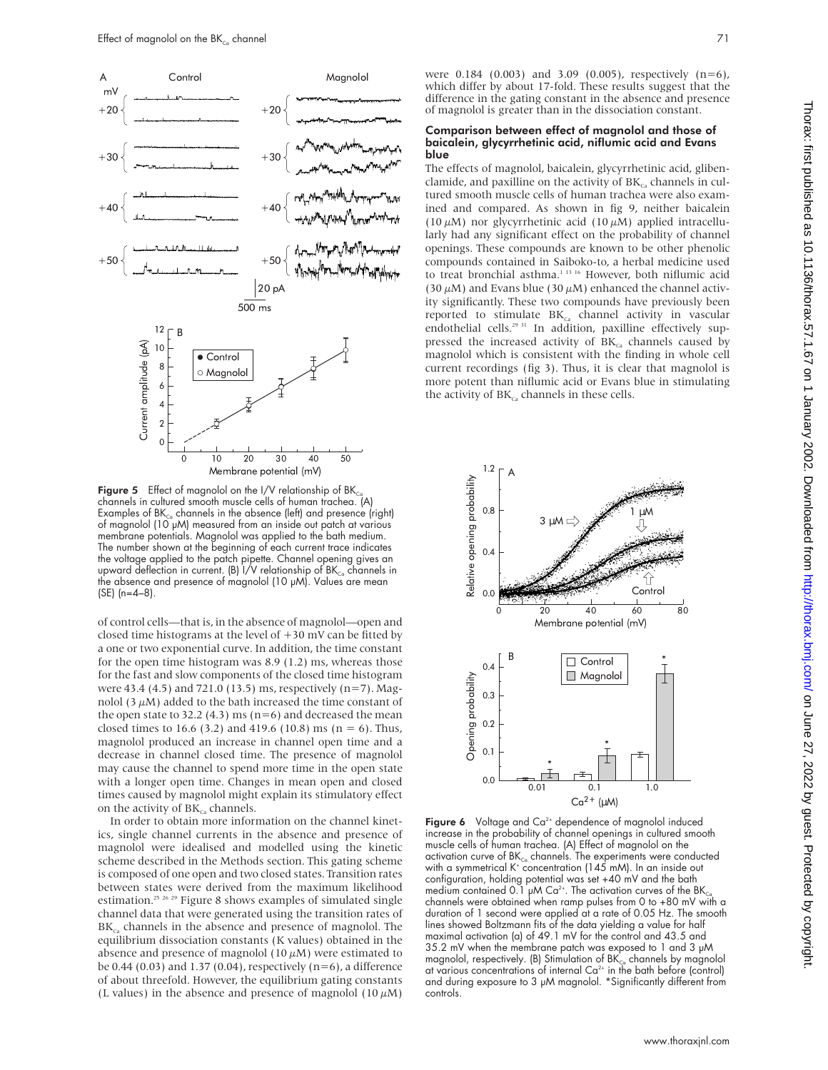**Figure 5** Effect of magnolol on the I/V relationship of $BK_{Ca}$ channels in cultured smooth muscle cells of human trachea. (A) Examples of $BK_{Ca}$ channels in the absence (left) and presence (right) of magnolol (10 μM) measured from an inside out patch at various membrane potentials. Magnolol was applied to the bath medium. The number shown at the beginning of each current trace indicates the voltage applied to the patch pipette. Channel opening gives an upward deflection in current. (B) I/V relationship of $BK_{Ca}$ channels in the absence and presence of magnolol (10 μM). Values are mean (SE) (n=4–8).

of control cells—that is, in the absence of magnolol—open and closed time histograms at the level of +30 mV can be fitted by a one or two exponential curve. In addition, the time constant for the open time histogram was 8.9 (1.2) ms, whereas those for the fast and slow components of the closed time histogram were 43.4 (4.5) and 721.0 (13.5) ms, respectively (n=7). Magnolol (3 μM) added to the bath increased the time constant of the open state to 32.2 (4.3) ms (n=6) and decreased the mean closed times to 16.6 (3.2) and 419.6 (10.8) ms (n = 6). Thus, magnolol produced an increase in channel open time and a decrease in channel closed time. The presence of magnolol may cause the channel to spend more time in the open state with a longer open time. Changes in mean open and closed times caused by magnolol might explain its stimulatory effect on the activity of $BK_{Ca}$ channels.

In order to obtain more information on the channel kinetics, single channel currents in the absence and presence of magnolol were idealised and modelled using the kinetic scheme described in the Methods section. This gating scheme is composed of one open and two closed states. Transition rates between states were derived from the maximum likelihood estimation.[25 26 29] Figure 8 shows examples of simulated single channel data that were generated using the transition rates of $BK_{Ca}$ channels in the absence and presence of magnolol. The equilibrium dissociation constants (K values) obtained in the absence and presence of magnolol (10 μM) were estimated to be 0.44 (0.03) and 1.37 (0.04), respectively (n=6), a difference of about threefold. However, the equilibrium gating constants (L values) in the absence and presence of magnolol (10 μM) were 0.184 (0.003) and 3.09 (0.005), respectively (n=6), which differ by about 17-fold. These results suggest that the difference in the gating constant in the absence and presence of magnolol is greater than in the dissociation constant.

### Comparison between effect of magnolol and those of baicalein, glycyrrhetinic acid, niflumic acid and Evans blue

The effects of magnolol, baicalein, glycyrrhetinic acid, glibenclamide, and paxilline on the activity of $BK_{Ca}$ channels in cultured smooth muscle cells of human trachea were also examined and compared. As shown in fig 9, neither baicalein (10 μM) nor glycyrrhetinic acid (10 μM) applied intracellularly had any significant effect on the probability of channel openings. These compounds are known to be other phenolic compounds contained in Saiboko-to, a herbal medicine used to treat bronchial asthma.[1 13 16] However, both niflumic acid (30 μM) and Evans blue (30 μM) enhanced the channel activity significantly. These two compounds have previously been reported to stimulate $BK_{Ca}$ channel activity in vascular endothelial cells.[29 31] In addition, paxilline effectively suppressed the increased activity of $BK_{Ca}$ channels caused by magnolol which is consistent with the finding in whole cell current recordings (fig 3). Thus, it is clear that magnolol is more potent than niflumic acid or Evans blue in stimulating the activity of $BK_{Ca}$ channels in these cells.

**Figure 6** Voltage and $Ca^{2+}$ dependence of magnolol induced increase in the probability of channel openings in cultured smooth muscle cells of human trachea. (A) Effect of magnolol on the activation curve of $BK_{Ca}$ channels. The experiments were conducted with a symmetrical $K^+$ concentration (145 mM). In an inside out configuration, holding potential was set +40 mV and the bath medium contained 0.1 μM $Ca^{2+}$. The activation curves of the $BK_{Ca}$ channels were obtained when ramp pulses from 0 to +80 mV with a duration of 1 second were applied at a rate of 0.05 Hz. The smooth lines showed Boltzmann fits of the data yielding a value for half maximal activation (a) of 49.1 mV for the control and 43.5 and 35.2 mV when the membrane patch was exposed to 1 and 3 μM magnolol, respectively. (B) Stimulation of $BK_{Ca}$ channels by magnolol at various concentrations of internal $Ca^{2+}$ in the bath before (control) and during exposure to 3 μM magnolol. *Significantly different from controls.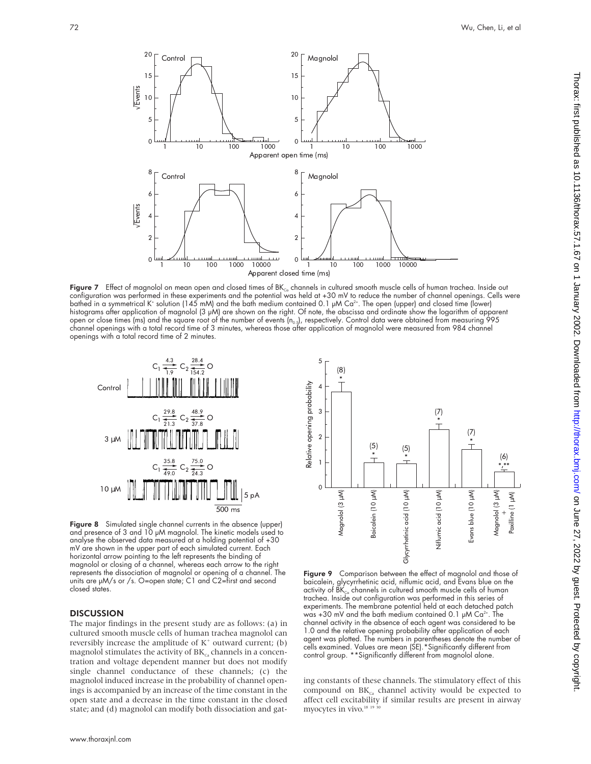**Figure 7** Effect of magnolol on mean open and closed times of $BK_{Ca}$ channels in cultured smooth muscle cells of human trachea. Inside out configuration was performed in these experiments and the potential was held at +30 mV to reduce the number of channel openings. Cells were bathed in a symmetrical $K^+$ solution (145 mM) and the bath medium contained 0.1 µM $Ca^{2+}$. The open (upper) and closed time (lower) histograms after application of magnolol (3 µM) are shown on the right. Of note, the abscissa and ordinate show the logarithm of apparent open or close times (ms) and the square root of the number of events ($n_{0.5}$), respectively. Control data were obtained from measuring 995 channel openings with a total record time of 3 minutes, whereas those after application of magnolol were measured from 984 channel openings with a total record time of 2 minutes.

**Figure 8** Simulated single channel currents in the absence (upper) and presence of 3 and 10 µM magnolol. The kinetic models used to analyse the observed data measured at a holding potential of +30 mV are shown in the upper part of each simulated current. Each horizontal arrow pointing to the left represents the binding of magnolol or closing of a channel, whereas each arrow to the right represents the dissociation of magnolol or opening of a channel. The units are µM/s or /s. O=open state; C1 and C2=first and second closed states.

**Figure 9** Comparison between the effect of magnolol and those of baicalein, glycyrrhetinic acid, niflumic acid, and Evans blue on the activity of $BK_{Ca}$ channels in cultured smooth muscle cells of human trachea. Inside out configuration was performed in this series of experiments. The membrane potential held at each detached patch was +30 mV and the bath medium contained 0.1 µM $Ca^{2+}$. The channel activity in the absence of each agent was considered to be 1.0 and the relative opening probability after application of each agent was plotted. The numbers in parentheses denote the number of cells examined. Values are mean (SE). *Significantly different from control group. **Significantly different from magnolol alone.

## DISCUSSION

The major findings in the present study are as follows: (a) in cultured smooth muscle cells of human trachea magnolol can reversibly increase the amplitude of $K^+$ outward current; (b) magnolol stimulates the activity of $BK_{Ca}$ channels in a concentration and voltage dependent manner but does not modify single channel conductance of these channels; (c) the magnolol induced increase in the probability of channel openings is accompanied by an increase of the time constant in the open state and a decrease in the time constant in the closed state; and (d) magnolol can modify both dissociation and gating constants of these channels. The stimulatory effect of this compound on $BK_{Ca}$ channel activity would be expected to affect cell excitability if similar results are present in airway myocytes in vivo.[18 19 30]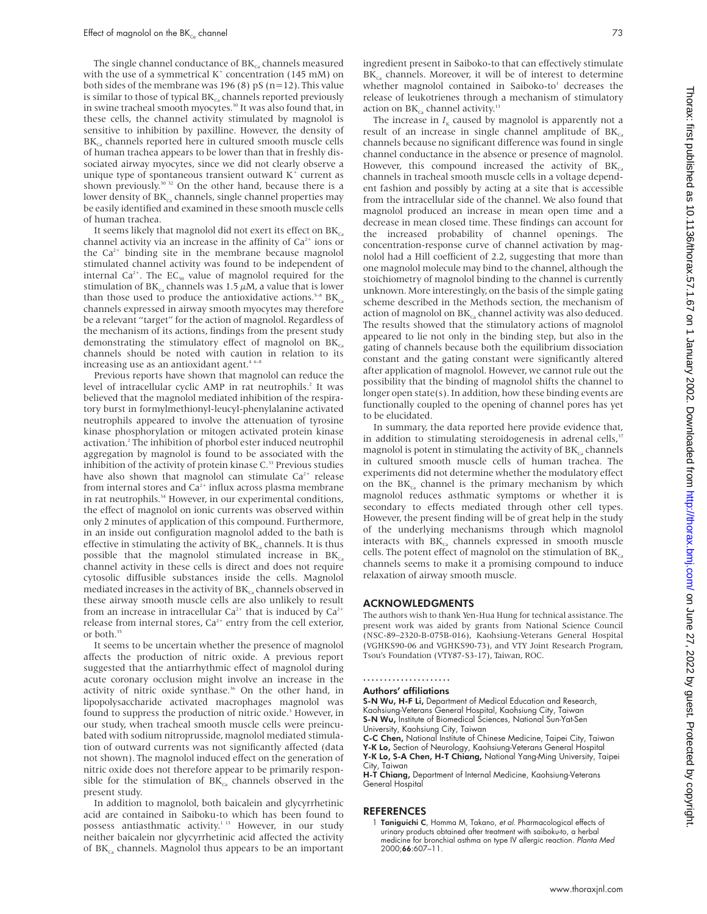The single channel conductance of $BK_{Ca}$ channels measured with the use of a symmetrical $K^+$ concentration (145 mM) on both sides of the membrane was 196 (8) pS (n=12). This value is similar to those of typical $BK_{Ca}$ channels reported previously in swine tracheal smooth myocytes.[30] It was also found that, in these cells, the channel activity stimulated by magnolol is sensitive to inhibition by paxilline. However, the density of $BK_{Ca}$ channels reported here in cultured smooth muscle cells of human trachea appears to be lower than that in freshly dissociated airway myocytes, since we did not clearly observe a unique type of spontaneous transient outward $K^+$ current as shown previously.[30 32] On the other hand, because there is a lower density of $BK_{Ca}$ channels, single channel properties may be easily identified and examined in these smooth muscle cells of human trachea.

It seems likely that magnolol did not exert its effect on $BK_{Ca}$ channel activity via an increase in the affinity of $Ca^{2+}$ ions or the $Ca^{2+}$ binding site in the membrane because magnolol stimulated channel activity was found to be independent of internal $Ca^{2+}$. The $EC_{50}$ value of magnolol required for the stimulation of $BK_{Ca}$ channels was 1.5 $\mu$M, a value that is lower than those used to produce the antioxidative actions.[5–8] $BK_{Ca}$ channels expressed in airway smooth myocytes may therefore be a relevant "target" for the action of magnolol. Regardless of the mechanism of its actions, findings from the present study demonstrating the stimulatory effect of magnolol on $BK_{Ca}$ channels should be noted with caution in relation to its increasing use as an antioxidant agent.[4 6–8]

Previous reports have shown that magnolol can reduce the level of intracellular cyclic AMP in rat neutrophils.[2] It was believed that the magnolol mediated inhibition of the respiratory burst in formylmethionyl-leucyl-phenylalanine activated neutrophils appeared to involve the attenuation of tyrosine kinase phosphorylation or mitogen activated protein kinase activation.[2] The inhibition of phorbol ester induced neutrophil aggregation by magnolol is found to be associated with the inhibition of the activity of protein kinase C.[33] Previous studies have also shown that magnolol can stimulate $Ca^{2+}$ release from internal stores and $Ca^{2+}$ influx across plasma membrane in rat neutrophils.[34] However, in our experimental conditions, the effect of magnolol on ionic currents was observed within only 2 minutes of application of this compound. Furthermore, in an inside out configuration magnolol added to the bath is effective in stimulating the activity of $BK_{Ca}$ channels. It is thus possible that the magnolol stimulated increase in $BK_{Ca}$ channel activity in these cells is direct and does not require cytosolic diffusible substances inside the cells. Magnolol mediated increases in the activity of $BK_{Ca}$ channels observed in these airway smooth muscle cells are also unlikely to result from an increase in intracellular $Ca^{2+}$ that is induced by $Ca^{2+}$ release from internal stores, $Ca^{2+}$ entry from the cell exterior, or both.[35]

It seems to be uncertain whether the presence of magnolol affects the production of nitric oxide. A previous report suggested that the antiarrhythmic effect of magnolol during acute coronary occlusion might involve an increase in the activity of nitric oxide synthase.[36] On the other hand, in lipopolysaccharide activated macrophages magnolol was found to suppress the production of nitric oxide.[5] However, in our study, when tracheal smooth muscle cells were preincubated with sodium nitroprusside, magnolol mediated stimulation of outward currents was not significantly affected (data not shown). The magnolol induced effect on the generation of nitric oxide does not therefore appear to be primarily responsible for the stimulation of $BK_{Ca}$ channels observed in the present study.

In addition to magnolol, both baicalein and glycyrrhetinic acid are contained in Saiboku-to which has been found to possess antiasthmatic activity.[1 13] However, in our study neither baicalein nor glycyrrhetinic acid affected the activity of $BK_{Ca}$ channels. Magnolol thus appears to be an important ingredient present in Saiboko-to that can effectively stimulate $BK_{Ca}$ channels. Moreover, it will be of interest to determine whether magnolol contained in Saiboko-to[1] decreases the release of leukotrienes through a mechanism of stimulatory action on $BK_{Ca}$ channel activity.[13]

The increase in $I_K$ caused by magnolol is apparently not a result of an increase in single channel amplitude of $BK_{Ca}$ channels because no significant difference was found in single channel conductance in the absence or presence of magnolol. However, this compound increased the activity of $BK_{Ca}$ channels in tracheal smooth muscle cells in a voltage dependent fashion and possibly by acting at a site that is accessible from the intracellular side of the channel. We also found that magnolol produced an increase in mean open time and a decrease in mean closed time. These findings can account for the increased probability of channel openings. The concentration-response curve of channel activation by magnolol had a Hill coefficient of 2.2, suggesting that more than one magnolol molecule may bind to the channel, although the stoichiometry of magnolol binding to the channel is currently unknown. More interestingly, on the basis of the simple gating scheme described in the Methods section, the mechanism of action of magnolol on $BK_{Ca}$ channel activity was also deduced. The results showed that the stimulatory actions of magnolol appeared to lie not only in the binding step, but also in the gating of channels because both the equilibrium dissociation constant and the gating constant were significantly altered after application of magnolol. However, we cannot rule out the possibility that the binding of magnolol shifts the channel to longer open state(s). In addition, how these binding events are functionally coupled to the opening of channel pores has yet to be elucidated.

In summary, the data reported here provide evidence that, in addition to stimulating steroidogenesis in adrenal cells,[37] magnolol is potent in stimulating the activity of $BK_{Ca}$ channels in cultured smooth muscle cells of human trachea. The experiments did not determine whether the modulatory effect on the $BK_{Ca}$ channel is the primary mechanism by which magnolol reduces asthmatic symptoms or whether it is secondary to effects mediated through other cell types. However, the present finding will be of great help in the study of the underlying mechanisms through which magnolol interacts with $BK_{Ca}$ channels expressed in smooth muscle cells. The potent effect of magnolol on the stimulation of $BK_{Ca}$ channels seems to make it a promising compound to induce relaxation of airway smooth muscle.

## ACKNOWLEDGMENTS

The authors wish to thank Yen-Hua Hung for technical assistance. The present work was aided by grants from National Science Council (NSC-89–2320-B-075B-016), Kaohsiung-Veterans General Hospital (VGHKS90-06 and VGHKS90-73), and VTY Joint Research Program, Tsou's Foundation (VTY87-S3-17), Taiwan, ROC.

### Authors' affiliations

**S-N Wu, H-F Li,** Department of Medical Education and Research, Kaohsiung-Veterans General Hospital, Kaohsiung City, Taiwan
**S-N Wu,** Institute of Biomedical Sciences, National Sun-Yat-Sen University, Kaohsiung City, Taiwan
**C-C Chen,** National Institute of Chinese Medicine, Taipei City, Taiwan
**Y-K Lo,** Section of Neurology, Kaohsiung-Veterans General Hospital
**Y-K Lo, S-A Chen, H-T Chiang,** National Yang-Ming University, Taipei City, Taiwan
**H-T Chiang,** Department of Internal Medicine, Kaohsiung-Veterans General Hospital

## REFERENCES

1 **Taniguichi C**, Homma M, Takano, *et al*. Pharmacological effects of urinary products obtained after treatment with saiboku-to, a herbal medicine for bronchial asthma on type IV allergic reaction. *Planta Med* 2000;**66**:607–11.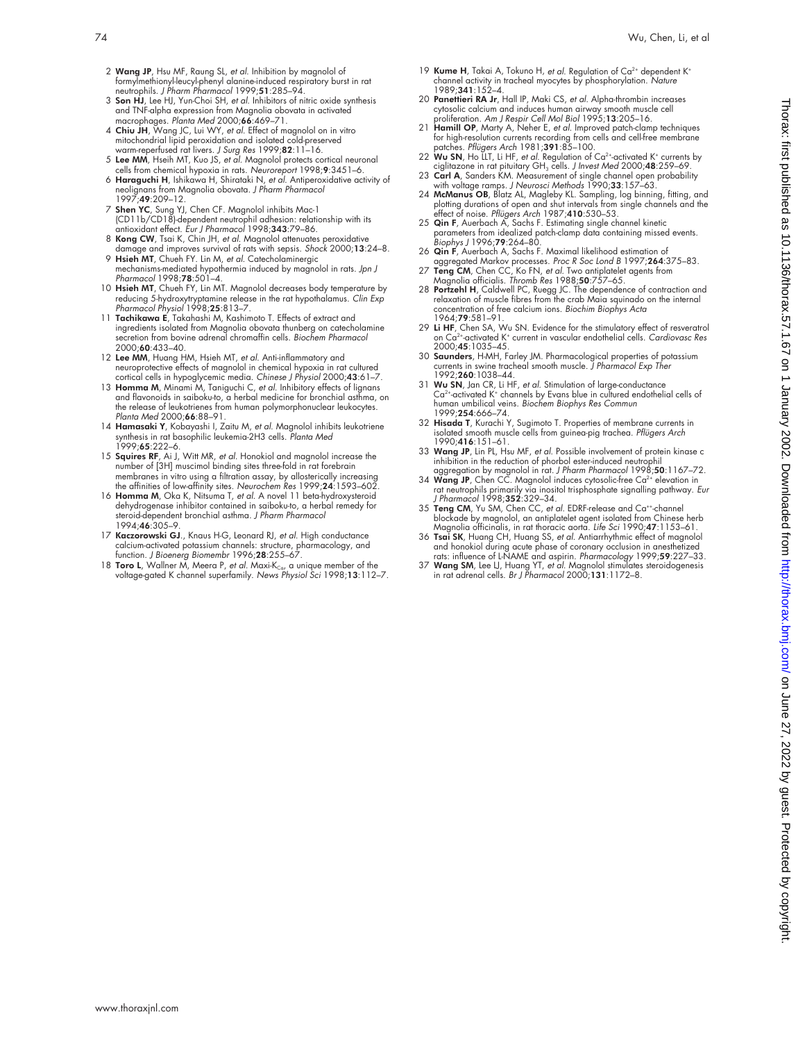2 **Wang JP**, Hsu MF, Raung SL, *et al.* Inhibition by magnolol of formylmethionyl-leucyl-phenyl alanine-induced respiratory burst in rat neutrophils. *J Pharm Pharmacol* 1999;**51**:285–94.

3 **Son HJ**, Lee HJ, Yun-Choi SH, *et al.* Inhibitors of nitric oxide synthesis and TNF-alpha expression from Magnolia obovata in activated macrophages. *Planta Med* 2000;**66**:469–71.

4 **Chiu JH**, Wang JC, Lui WY, *et al.* Effect of magnolol on in vitro mitochondrial lipid peroxidation and isolated cold-preserved warm-reperfused rat livers. *J Surg Res* 1999;**82**:11–16.

5 **Lee MM**, Hseih MT, Kuo JS, *et al.* Magnolol protects cortical neuronal cells from chemical hypoxia in rats. *Neuroreport* 1998;**9**:3451–6.

6 **Haraguchi H**, Ishikawa H, Shirataki N, *et al.* Antiperoxidative activity of neolignans from Magnolia obovata. *J Pharm Pharmacol* 1997;**49**:209–12.

7 **Shen YC**, Sung YJ, Chen CF. Magnolol inhibits Mac-1 (CD11b/CD18)-dependent neutrophil adhesion: relationship with its antioxidant effect. *Eur J Pharmacol* 1998;**343**:79–86.

8 **Kong CW**, Tsai K, Chin JH, *et al.* Magnolol attenuates peroxidative damage and improves survival of rats with sepsis. *Shock* 2000;**13**:24–8.

9 **Hsieh MT**, Chueh FY. Lin M, *et al.* Catecholaminergic mechanisms-mediated hypothermia induced by magnolol in rats. *Jpn J Pharmacol* 1998;**78**:501–4.

10 **Hsieh MT**, Chueh FY, Lin MT. Magnolol decreases body temperature by reducing 5-hydroxytryptamine release in the rat hypothalamus. *Clin Exp Pharmacol Physiol* 1998;**25**:813–7.

11 **Tachikawa E**, Takahashi M, Kashimoto T. Effects of extract and ingredients isolated from Magnolia obovata thunberg on catecholamine secretion from bovine adrenal chromaffin cells. *Biochem Pharmacol* 2000;**60**:433–40.

12 **Lee MM**, Huang HM, Hsieh MT, *et al.* Anti-inflammatory and neuroprotective effects of magnolol in chemical hypoxia in rat cultured cortical cells in hypoglycemic media. *Chinese J Physiol* 2000;**43**:61–7.

13 **Homma M**, Minami M, Taniguchi C, *et al.* Inhibitory effects of lignans and flavonoids in saiboku-to, a herbal medicine for bronchial asthma, on the release of leukotrienes from human polymorphonuclear leukocytes. *Planta Med* 2000;**66**:88–91.

14 **Hamasaki Y**, Kobayashi I, Zaitu M, *et al.* Magnolol inhibits leukotriene synthesis in rat basophilic leukemia-2H3 cells. *Planta Med* 1999;**65**:222–6.

15 **Squires RF**, Ai J, Witt MR, *et al.* Honokiol and magnolol increase the number of [3H] muscimol binding sites three-fold in rat forebrain membranes in vitro using a filtration assay, by allosterically increasing the affinities of low-affinity sites. *Neurochem Res* 1999;**24**:1593–602.

16 **Homma M**, Oka K, Nitsuma T, *et al.* A novel 11 beta-hydroxysteroid dehydrogenase inhibitor contained in saiboku-to, a herbal remedy for steroid-dependent bronchial asthma. *J Pharm Pharmacol* 1994;**46**:305–9.

17 **Kaczorowski GJ**., Knaus H-G, Leonard RJ, *et al.* High conductance calcium-activated potassium channels: structure, pharmacology, and function. *J Bioenerg Biomembr* 1996;**28**:255–67.

18 **Toro L**, Wallner M, Meera P, *et al.* Maxi-$K_{Ca}$, a unique member of the voltage-gated K channel superfamily. *News Physiol Sci* 1998;**13**:112–7.

19 **Kume H**, Takai A, Tokuno H, *et al.* Regulation of $Ca^{2+}$ dependent $K^+$ channel activity in tracheal myocytes by phosphorylation. *Nature* 1989;**341**:152–4.

20 **Panettieri RA Jr**, Hall IP, Maki CS, *et al.* Alpha-thrombin increases cytosolic calcium and induces human airway smooth muscle cell proliferation. *Am J Respir Cell Mol Biol* 1995;**13**:205–16.

21 **Hamill OP**, Marty A, Neher E, *et al.* Improved patch-clamp techniques for high-resolution currents recording from cells and cell-free membrane patches. *Pflügers Arch* 1981;**391**:85–100.

22 **Wu SN**, Ho LLT, Li HF, *et al.* Regulation of $Ca^{2+}$-activated $K^+$ currents by ciglitazone in rat pituitary $GH_3$ cells. *J Invest Med* 2000;**48**:259–69.

23 **Carl A**, Sanders KM. Measurement of single channel open probability with voltage ramps. *J Neurosci Methods* 1990;**33**:157–63.

24 **McManus OB**, Blatz AL, Magleby KL. Sampling, log binning, fitting, and plotting durations of open and shut intervals from single channels and the effect of noise. *Pflügers Arch* 1987;**410**:530–53.

25 **Qin F**, Auerbach A, Sachs F. Estimating single channel kinetic parameters from idealized patch-clamp data containing missed events. *Biophys J* 1996;**79**:264–80.

26 **Qin F**, Auerbach A, Sachs F. Maximal likelihood estimation of aggregated Markov processes. *Proc R Soc Lond B* 1997;**264**:375–83.

27 **Teng CM**, Chen CC, Ko FN, *et al.* Two antiplatelet agents from Magnolia officialis. *Thromb Res* 1988;**50**:757–65.

28 **Portzehl H**, Caldwell PC, Ruegg JC. The dependence of contraction and relaxation of muscle fibres from the crab Maia squinado on the internal concentration of free calcium ions. *Biochim Biophys Acta* 1964;**79**:581–91.

29 **Li HF**, Chen SA, Wu SN. Evidence for the stimulatory effect of resveratrol on $Ca^{2+}$-activated $K^+$ current in vascular endothelial cells. *Cardiovasc Res* 2000;**45**:1035–45.

30 **Saunders**, H-MH, Farley JM. Pharmacological properties of potassium currents in swine tracheal smooth muscle. *J Pharmacol Exp Ther* 1992;**260**:1038–44.

31 **Wu SN**, Jan CR, Li HF, *et al.* Stimulation of large-conductance $Ca^{2+}$-activated $K^+$ channels by Evans blue in cultured endothelial cells of human umbilical veins. *Biochem Biophys Res Commun* 1999;**254**:666–74.

32 **Hisada T**, Kurachi Y, Sugimoto T. Properties of membrane currents in isolated smooth muscle cells from guinea-pig trachea. *Pflügers Arch* 1990;**416**:151–61.

33 **Wang JP**, Lin PL, Hsu MF, *et al.* Possible involvement of protein kinase c inhibition in the reduction of phorbol ester-induced neutrophil aggregation by magnolol in rat. *J Pharm Pharmacol* 1998;**50**:1167–72.

34 **Wang JP**, Chen CC. Magnolol induces cytosolic-free $Ca^{2+}$ elevation in rat neutrophils primarily via inositol trisphosphate signalling pathway. *Eur J Pharmacol* 1998;**352**:329–34.

35 **Teng CM**, Yu SM, Chen CC, *et al.* EDRF-release and $Ca^{++}$-channel blockade by magnolol, an antiplatelet agent isolated from Chinese herb Magnolia officinalis, in rat thoracic aorta. *Life Sci* 1990;**47**:1153–61.

36 **Tsai SK**, Huang CH, Huang SS, *et al.* Antiarrhythmic effect of magnolol and honokiol during acute phase of coronary occlusion in anesthetized rats: influence of L-NAME and aspirin. *Pharmacology* 1999;**59**:227–33.

37 **Wang SM**, Lee LJ, Huang YT, *et al.* Magnolol stimulates steroidogenesis in rat adrenal cells. *Br J Pharmacol* 2000;**131**:1172–8.